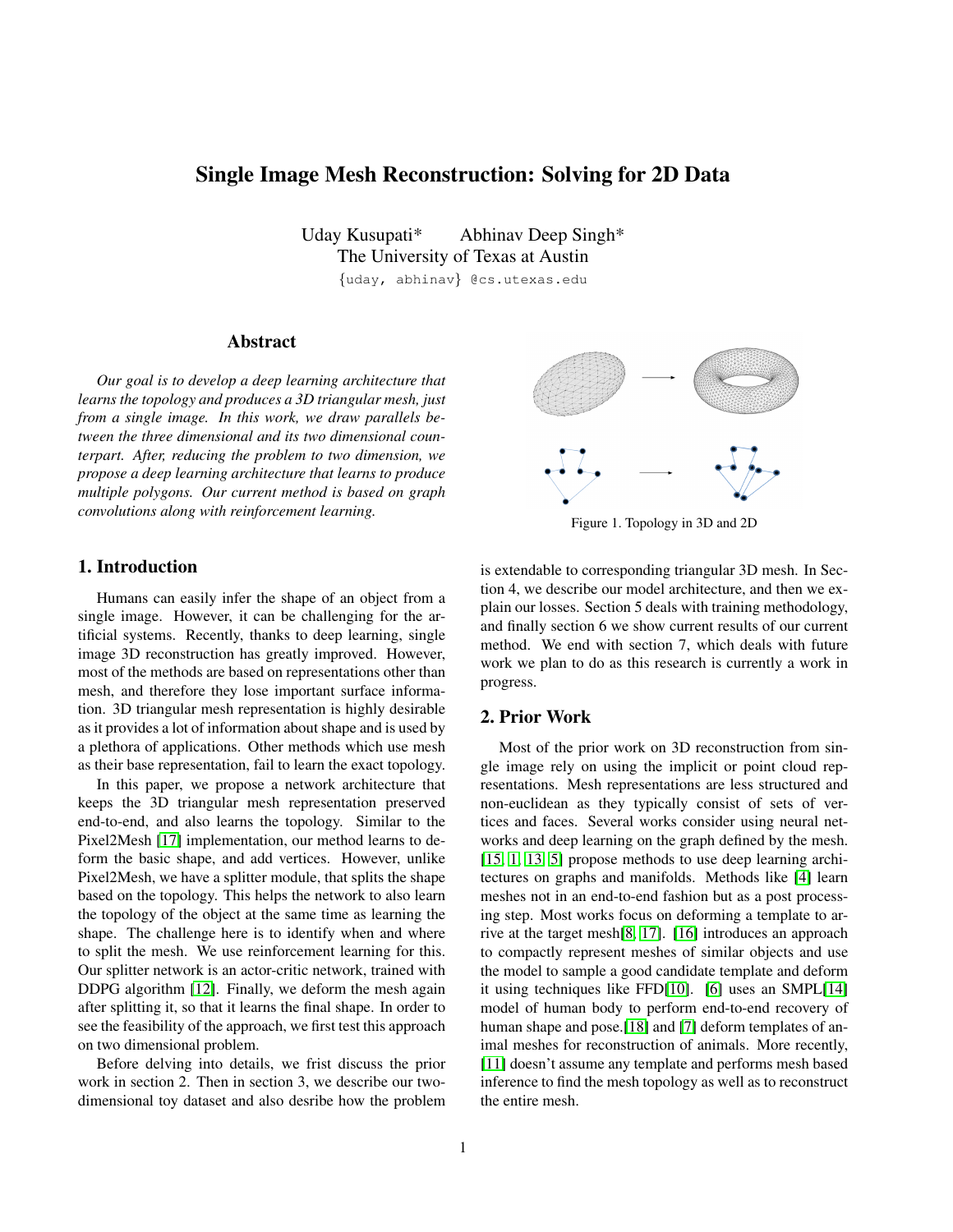# Single Image Mesh Reconstruction: Solving for 2D Data

Uday Kusupati* Abhinav Deep Singh*
The University of Texas at Austin
{uday, abhinav} @cs.utexas.edu

## Abstract

*Our goal is to develop a deep learning architecture that learns the topology and produces a 3D triangular mesh, just from a single image. In this work, we draw parallels between the three dimensional and its two dimensional counterpart. After, reducing the problem to two dimension, we propose a deep learning architecture that learns to produce multiple polygons. Our current method is based on graph convolutions along with reinforcement learning.*

Figure 1. Topology in 3D and 2D

## 1. Introduction

Humans can easily infer the shape of an object from a single image. However, it can be challenging for the artificial systems. Recently, thanks to deep learning, single image 3D reconstruction has greatly improved. However, most of the methods are based on representations other than mesh, and therefore they lose important surface information. 3D triangular mesh representation is highly desirable as it provides a lot of information about shape and is used by a plethora of applications. Other methods which use mesh as their base representation, fail to learn the exact topology.

In this paper, we propose a network architecture that keeps the 3D triangular mesh representation preserved end-to-end, and also learns the topology. Similar to the Pixel2Mesh [17] implementation, our method learns to deform the basic shape, and add vertices. However, unlike Pixel2Mesh, we have a splitter module, that splits the shape based on the topology. This helps the network to also learn the topology of the object at the same time as learning the shape. The challenge here is to identify when and where to split the mesh. We use reinforcement learning for this. Our splitter network is an actor-critic network, trained with DDPG algorithm [12]. Finally, we deform the mesh again after splitting it, so that it learns the final shape. In order to see the feasibility of the approach, we first test this approach on two dimensional problem.

Before delving into details, we frist discuss the prior work in section 2. Then in section 3, we describe our two-dimensional toy dataset and also desribe how the problem is extendable to corresponding triangular 3D mesh. In Section 4, we describe our model architecture, and then we explain our losses. Section 5 deals with training methodology, and finally section 6 we show current results of our current method. We end with section 7, which deals with future work we plan to do as this research is currently a work in progress.

## 2. Prior Work

Most of the prior work on 3D reconstruction from single image rely on using the implicit or point cloud representations. Mesh representations are less structured and non-euclidean as they typically consist of sets of vertices and faces. Several works consider using neural networks and deep learning on the graph defined by the mesh. [15, 1, 13, 5] propose methods to use deep learning architectures on graphs and manifolds. Methods like [4] learn meshes not in an end-to-end fashion but as a post processing step. Most works focus on deforming a template to arrive at the target mesh[8, 17]. [16] introduces an approach to compactly represent meshes of similar objects and use the model to sample a good candidate template and deform it using techniques like FFD[10]. [6] uses an SMPL[14] model of human body to perform end-to-end recovery of human shape and pose.[18] and [7] deform templates of animal meshes for reconstruction of animals. More recently, [11] doesn't assume any template and performs mesh based inference to find the mesh topology as well as to reconstruct the entire mesh.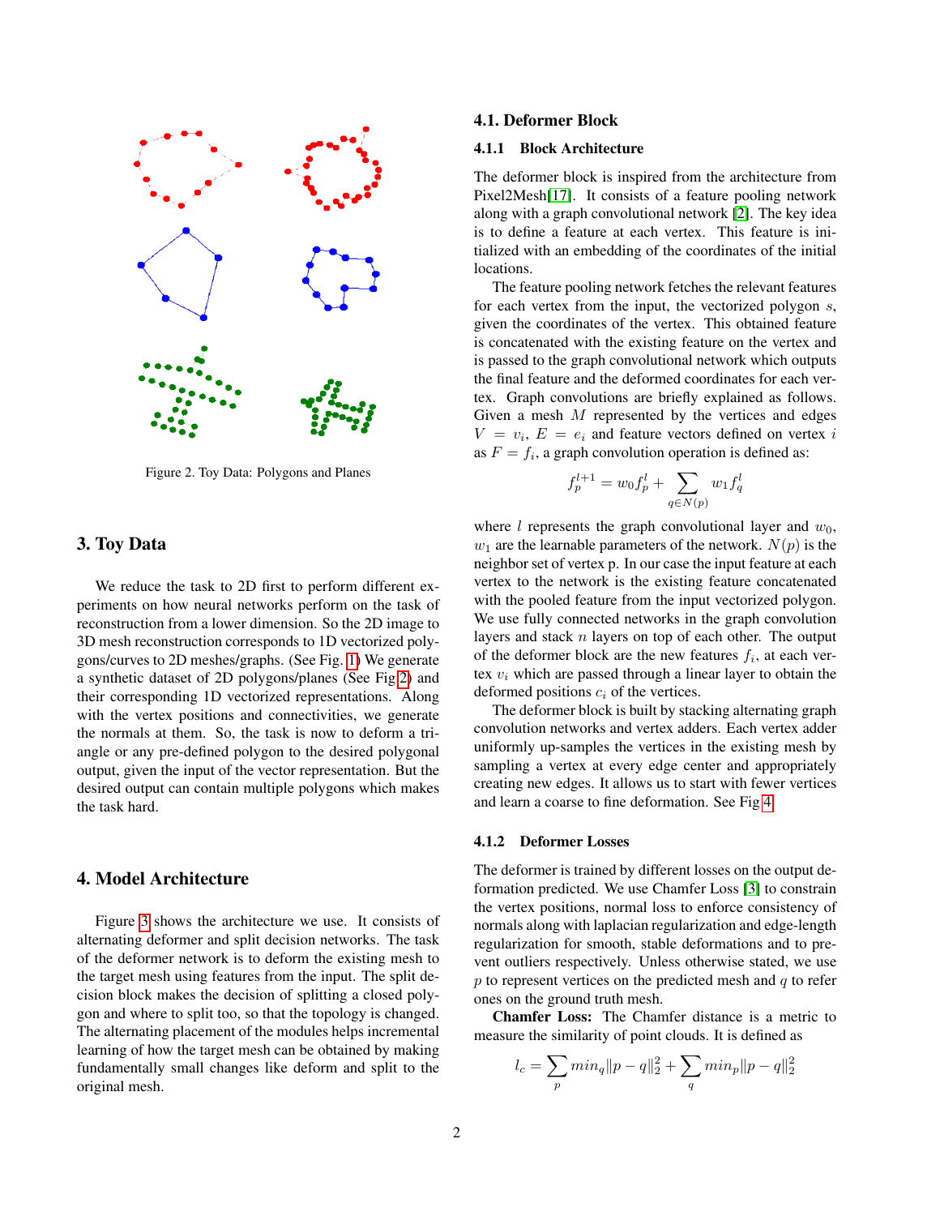Figure 2. Toy Data: Polygons and Planes

## 3. Toy Data

We reduce the task to 2D first to perform different experiments on how neural networks perform on the task of reconstruction from a lower dimension. So the 2D image to 3D mesh reconstruction corresponds to 1D vectorized polygons/curves to 2D meshes/graphs. (See Fig. 1) We generate a synthetic dataset of 2D polygons/planes (See Fig 2) and their corresponding 1D vectorized representations. Along with the vertex positions and connectivities, we generate the normals at them. So, the task is now to deform a triangle or any pre-defined polygon to the desired polygonal output, given the input of the vector representation. But the desired output can contain multiple polygons which makes the task hard.

## 4. Model Architecture

Figure 3 shows the architecture we use. It consists of alternating deformer and split decision networks. The task of the deformer network is to deform the existing mesh to the target mesh using features from the input. The split decision block makes the decision of splitting a closed polygon and where to split too, so that the topology is changed. The alternating placement of the modules helps incremental learning of how the target mesh can be obtained by making fundamentally small changes like deform and split to the original mesh.

### 4.1. Deformer Block

#### 4.1.1 Block Architecture

The deformer block is inspired from the architecture from Pixel2Mesh[17]. It consists of a feature pooling network along with a graph convolutional network [2]. The key idea is to define a feature at each vertex. This feature is initialized with an embedding of the coordinates of the initial locations.

The feature pooling network fetches the relevant features for each vertex from the input, the vectorized polygon $s$, given the coordinates of the vertex. This obtained feature is concatenated with the existing feature on the vertex and is passed to the graph convolutional network which outputs the final feature and the deformed coordinates for each vertex. Graph convolutions are briefly explained as follows. Given a mesh $M$ represented by the vertices and edges $V = v_i$, $E = e_i$ and feature vectors defined on vertex $i$ as $F = f_i$, a graph convolution operation is defined as:

$$f_p^{l+1} = w_0 f_p^l + \sum_{q \in N(p)} w_1 f_q^l$$

where $l$ represents the graph convolutional layer and $w_0$, $w_1$ are the learnable parameters of the network. $N(p)$ is the neighbor set of vertex p. In our case the input feature at each vertex to the network is the existing feature concatenated with the pooled feature from the input vectorized polygon. We use fully connected networks in the graph convolution layers and stack $n$ layers on top of each other. The output of the deformer block are the new features $f_i$, at each vertex $v_i$ which are passed through a linear layer to obtain the deformed positions $c_i$ of the vertices.

The deformer block is built by stacking alternating graph convolution networks and vertex adders. Each vertex adder uniformly up-samples the vertices in the existing mesh by sampling a vertex at every edge center and appropriately creating new edges. It allows us to start with fewer vertices and learn a coarse to fine deformation. See Fig 4

#### 4.1.2 Deformer Losses

The deformer is trained by different losses on the output deformation predicted. We use Chamfer Loss [3] to constrain the vertex positions, normal loss to enforce consistency of normals along with laplacian regularization and edge-length regularization for smooth, stable deformations and to prevent outliers respectively. Unless otherwise stated, we use $p$ to represent vertices on the predicted mesh and $q$ to refer ones on the ground truth mesh.

**Chamfer Loss:** The Chamfer distance is a metric to measure the similarity of point clouds. It is defined as

$$l_c = \sum_p min_q \|p - q\|_2^2 + \sum_q min_p \|p - q\|_2^2$$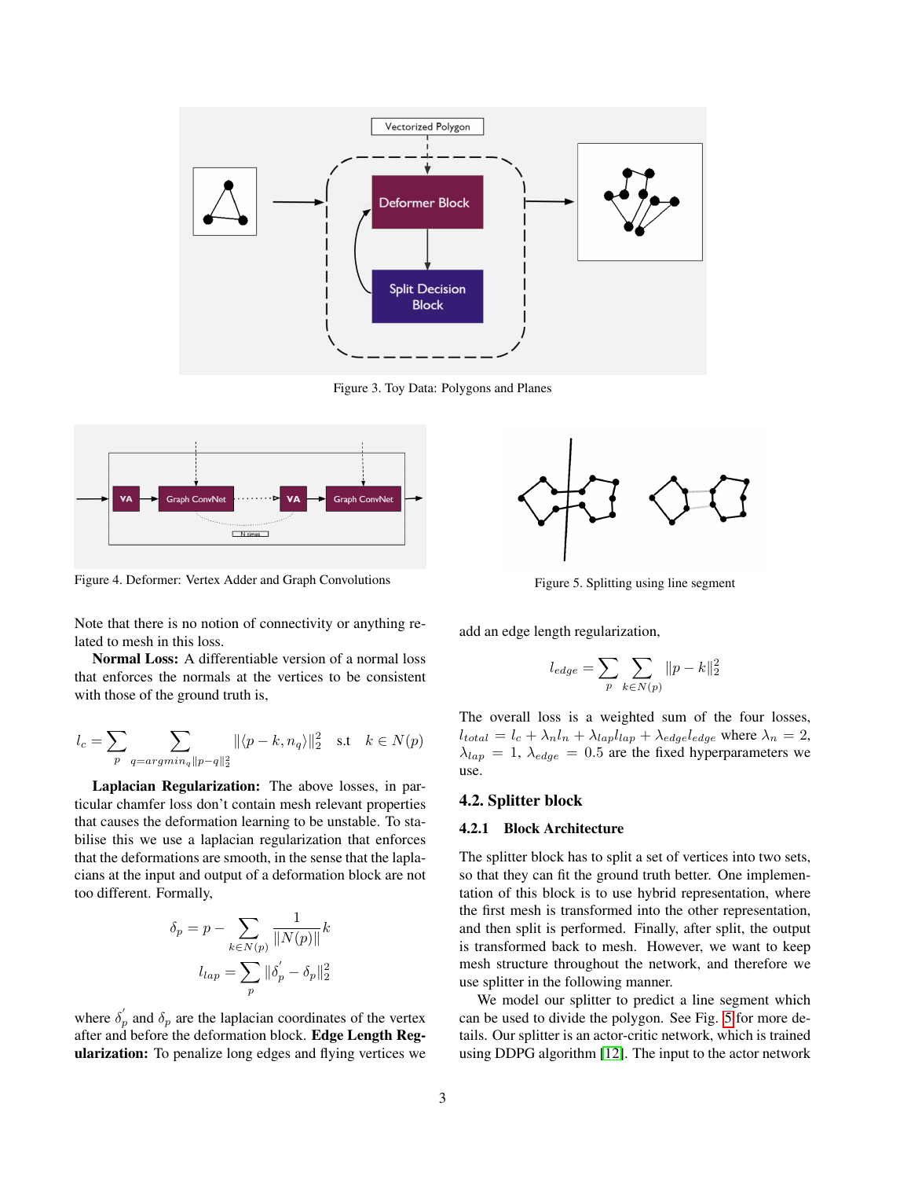Figure 3. Toy Data: Polygons and Planes

Figure 4. Deformer: Vertex Adder and Graph Convolutions

Figure 5. Splitting using line segment

Note that there is no notion of connectivity or anything related to mesh in this loss.

**Normal Loss:** A differentiable version of a normal loss that enforces the normals at the vertices to be consistent with those of the ground truth is,

$$l_c = \sum_p \sum_{q=argmin_q \|p-q\|_2^2} \|\langle p-k, n_q \rangle\|_2^2 \quad \text{s.t} \quad k \in N(p)$$

**Laplacian Regularization:** The above losses, in particular chamfer loss don't contain mesh relevant properties that causes the deformation learning to be unstable. To stabilise this we use a laplacian regularization that enforces that the deformations are smooth, in the sense that the laplacians at the input and output of a deformation block are not too different. Formally,

$$\delta_p = p - \sum_{k \in N(p)} \frac{1}{\|N(p)\|} k$$

$$l_{lap} = \sum_p \|\delta_p^{'} - \delta_p\|_2^2$$

where $\delta_p^{'}$ and $\delta_p$ are the laplacian coordinates of the vertex after and before the deformation block. **Edge Length Regularization:** To penalize long edges and flying vertices we add an edge length regularization,

$$l_{edge} = \sum_p \sum_{k \in N(p)} \|p-k\|_2^2$$

The overall loss is a weighted sum of the four losses, $l_{total} = l_c + \lambda_n l_n + \lambda_{lap} l_{lap} + \lambda_{edge} l_{edge}$ where $\lambda_n = 2$, $\lambda_{lap} = 1$, $\lambda_{edge} = 0.5$ are the fixed hyperparameters we use.

## 4.2. Splitter block

### 4.2.1 Block Architecture

The splitter block has to split a set of vertices into two sets, so that they can fit the ground truth better. One implementation of this block is to use hybrid representation, where the first mesh is transformed into the other representation, and then split is performed. Finally, after split, the output is transformed back to mesh. However, we want to keep mesh structure throughout the network, and therefore we use splitter in the following manner.

We model our splitter to predict a line segment which can be used to divide the polygon. See Fig. 5 for more details. Our splitter is an actor-critic network, which is trained using DDPG algorithm [12]. The input to the actor network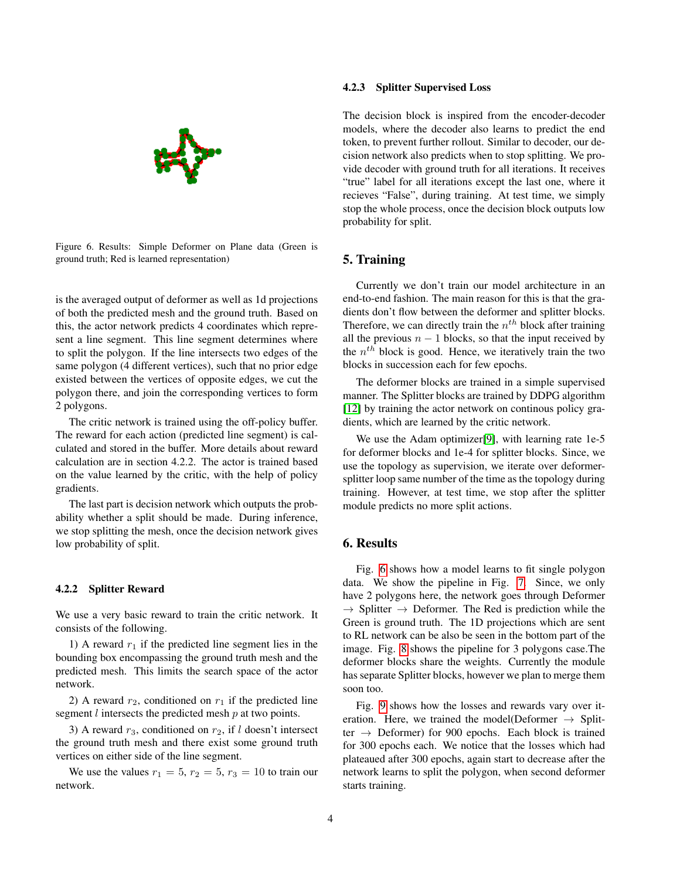Figure 6. Results: Simple Deformer on Plane data (Green is ground truth; Red is learned representation)

is the averaged output of deformer as well as 1d projections of both the predicted mesh and the ground truth. Based on this, the actor network predicts 4 coordinates which represent a line segment. This line segment determines where to split the polygon. If the line intersects two edges of the same polygon (4 different vertices), such that no prior edge existed between the vertices of opposite edges, we cut the polygon there, and join the corresponding vertices to form 2 polygons.

The critic network is trained using the off-policy buffer. The reward for each action (predicted line segment) is calculated and stored in the buffer. More details about reward calculation are in section 4.2.2. The actor is trained based on the value learned by the critic, with the help of policy gradients.

The last part is decision network which outputs the probability whether a split should be made. During inference, we stop splitting the mesh, once the decision network gives low probability of split.

#### 4.2.2 Splitter Reward

We use a very basic reward to train the critic network. It consists of the following.

1) A reward $r_1$ if the predicted line segment lies in the bounding box encompassing the ground truth mesh and the predicted mesh. This limits the search space of the actor network.

2) A reward $r_2$, conditioned on $r_1$ if the predicted line segment $l$ intersects the predicted mesh $p$ at two points.

3) A reward $r_3$, conditioned on $r_2$, if $l$ doesn't intersect the ground truth mesh and there exist some ground truth vertices on either side of the line segment.

We use the values $r_1 = 5$, $r_2 = 5$, $r_3 = 10$ to train our network.

#### 4.2.3 Splitter Supervised Loss

The decision block is inspired from the encoder-decoder models, where the decoder also learns to predict the end token, to prevent further rollout. Similar to decoder, our decision network also predicts when to stop splitting. We provide decoder with ground truth for all iterations. It receives "true" label for all iterations except the last one, where it recieves "False", during training. At test time, we simply stop the whole process, once the decision block outputs low probability for split.

## 5. Training

Currently we don't train our model architecture in an end-to-end fashion. The main reason for this is that the gradients don't flow between the deformer and splitter blocks. Therefore, we can directly train the $n^{th}$ block after training all the previous $n-1$ blocks, so that the input received by the $n^{th}$ block is good. Hence, we iteratively train the two blocks in succession each for few epochs.

The deformer blocks are trained in a simple supervised manner. The Splitter blocks are trained by DDPG algorithm [12] by training the actor network on continous policy gradients, which are learned by the critic network.

We use the Adam optimizer[9], with learning rate 1e-5 for deformer blocks and 1e-4 for splitter blocks. Since, we use the topology as supervision, we iterate over deformer-splitter loop same number of the time as the topology during training. However, at test time, we stop after the splitter module predicts no more split actions.

## 6. Results

Fig. 6 shows how a model learns to fit single polygon data. We show the pipeline in Fig. 7. Since, we only have 2 polygons here, the network goes through Deformer $\rightarrow$ Splitter $\rightarrow$ Deformer. The Red is prediction while the Green is ground truth. The 1D projections which are sent to RL network can be also be seen in the bottom part of the image. Fig. 8 shows the pipeline for 3 polygons case.The deformer blocks share the weights. Currently the module has separate Splitter blocks, however we plan to merge them soon too.

Fig. 9 shows how the losses and rewards vary over iteration. Here, we trained the model(Deformer $\rightarrow$ Splitter $\rightarrow$ Deformer) for 900 epochs. Each block is trained for 300 epochs each. We notice that the losses which had plateaued after 300 epochs, again start to decrease after the network learns to split the polygon, when second deformer starts training.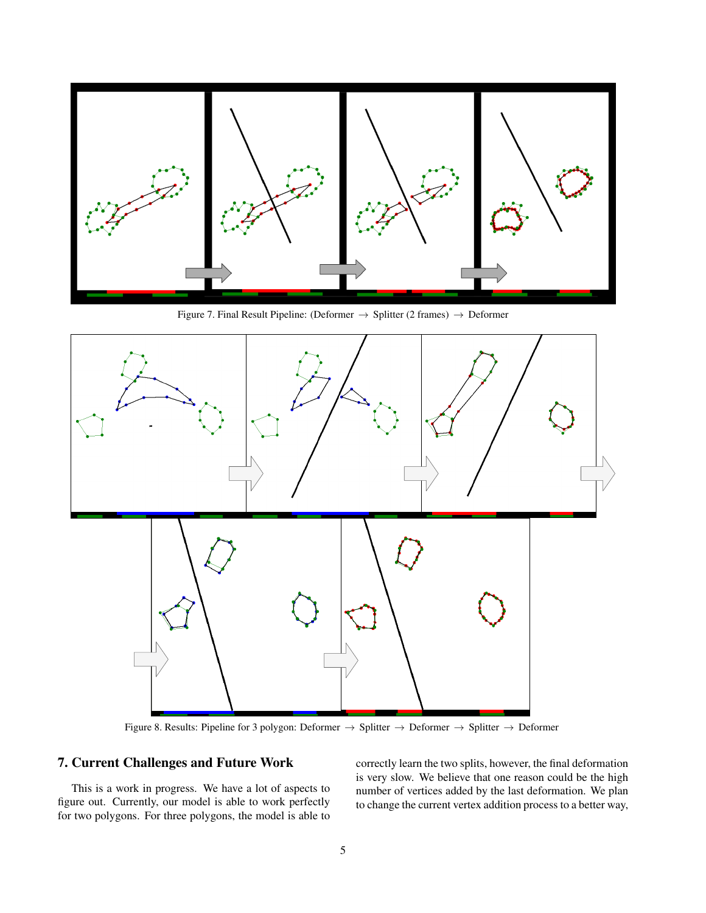Figure 7. Final Result Pipeline: (Deformer $\rightarrow$ Splitter (2 frames) $\rightarrow$ Deformer

Figure 8. Results: Pipeline for 3 polygon: Deformer $\rightarrow$ Splitter $\rightarrow$ Deformer $\rightarrow$ Splitter $\rightarrow$ Deformer

## 7. Current Challenges and Future Work

This is a work in progress. We have a lot of aspects to figure out. Currently, our model is able to work perfectly for two polygons. For three polygons, the model is able to correctly learn the two splits, however, the final deformation is very slow. We believe that one reason could be the high number of vertices added by the last deformation. We plan to change the current vertex addition process to a better way,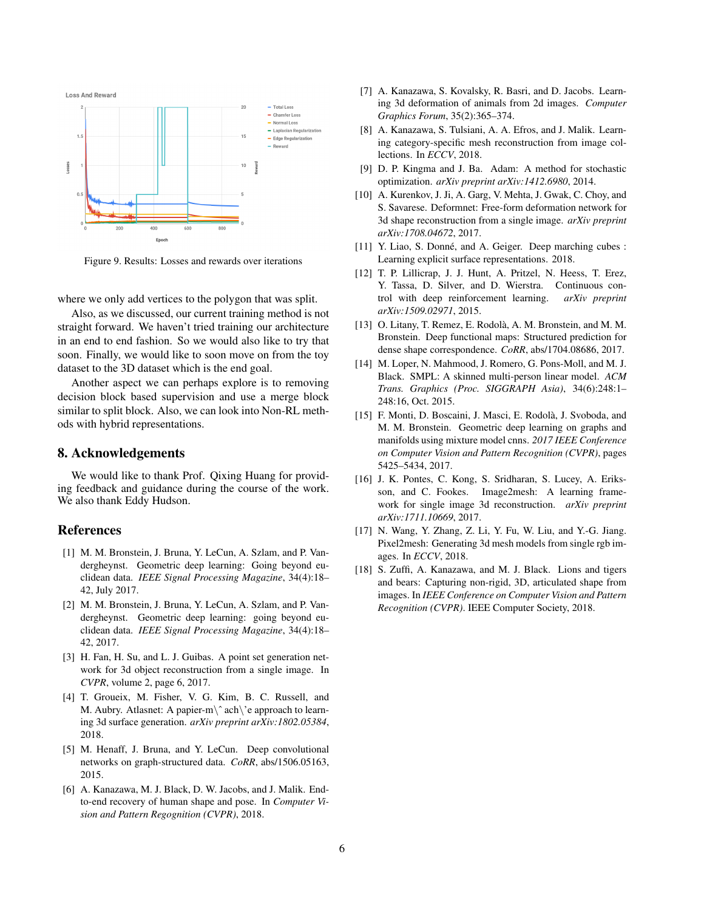Loss And Reward

Losses

Reward

Epoch

0 200 400 600 800

0 0.5 1 1.5 2

0 5 10 15 20

Total Loss
Chamfer Loss
Normal Loss
Laplacian Regularization
Edge Regularization
Reward

Figure 9. Results: Losses and rewards over iterations

where we only add vertices to the polygon that was split.

Also, as we discussed, our current training method is not straight forward. We haven't tried training our architecture in an end to end fashion. So we would also like to try that soon. Finally, we would like to soon move on from the toy dataset to the 3D dataset which is the end goal.

Another aspect we can perhaps explore is to removing decision block based supervision and use a merge block similar to split block. Also, we can look into Non-RL methods with hybrid representations.

## 8. Acknowledgements

We would like to thank Prof. Qixing Huang for providing feedback and guidance during the course of the work. We also thank Eddy Hudson.

## References

[1] M. M. Bronstein, J. Bruna, Y. LeCun, A. Szlam, and P. Vandergheynst. Geometric deep learning: Going beyond euclidean data. *IEEE Signal Processing Magazine*, 34(4):18–42, July 2017.

[2] M. M. Bronstein, J. Bruna, Y. LeCun, A. Szlam, and P. Vandergheynst. Geometric deep learning: going beyond euclidean data. *IEEE Signal Processing Magazine*, 34(4):18–42, 2017.

[3] H. Fan, H. Su, and L. J. Guibas. A point set generation network for 3d object reconstruction from a single image. In *CVPR*, volume 2, page 6, 2017.

[4] T. Groueix, M. Fisher, V. G. Kim, B. C. Russell, and M. Aubry. Atlasnet: A papier-m\^ ach\'e approach to learning 3d surface generation. *arXiv preprint arXiv:1802.05384*, 2018.

[5] M. Henaff, J. Bruna, and Y. LeCun. Deep convolutional networks on graph-structured data. *CoRR*, abs/1506.05163, 2015.

[6] A. Kanazawa, M. J. Black, D. W. Jacobs, and J. Malik. End-to-end recovery of human shape and pose. In *Computer Vision and Pattern Regognition (CVPR)*, 2018.

[7] A. Kanazawa, S. Kovalsky, R. Basri, and D. Jacobs. Learning 3d deformation of animals from 2d images. *Computer Graphics Forum*, 35(2):365–374.

[8] A. Kanazawa, S. Tulsiani, A. A. Efros, and J. Malik. Learning category-specific mesh reconstruction from image collections. In *ECCV*, 2018.

[9] D. P. Kingma and J. Ba. Adam: A method for stochastic optimization. *arXiv preprint arXiv:1412.6980*, 2014.

[10] A. Kurenkov, J. Ji, A. Garg, V. Mehta, J. Gwak, C. Choy, and S. Savarese. Deformnet: Free-form deformation network for 3d shape reconstruction from a single image. *arXiv preprint arXiv:1708.04672*, 2017.

[11] Y. Liao, S. Donné, and A. Geiger. Deep marching cubes : Learning explicit surface representations. 2018.

[12] T. P. Lillicrap, J. J. Hunt, A. Pritzel, N. Heess, T. Erez, Y. Tassa, D. Silver, and D. Wierstra. Continuous control with deep reinforcement learning. *arXiv preprint arXiv:1509.02971*, 2015.

[13] O. Litany, T. Remez, E. Rodolà, A. M. Bronstein, and M. M. Bronstein. Deep functional maps: Structured prediction for dense shape correspondence. *CoRR*, abs/1704.08686, 2017.

[14] M. Loper, N. Mahmood, J. Romero, G. Pons-Moll, and M. J. Black. SMPL: A skinned multi-person linear model. *ACM Trans. Graphics (Proc. SIGGRAPH Asia)*, 34(6):248:1–248:16, Oct. 2015.

[15] F. Monti, D. Boscaini, J. Masci, E. Rodolà, J. Svoboda, and M. M. Bronstein. Geometric deep learning on graphs and manifolds using mixture model cnns. *2017 IEEE Conference on Computer Vision and Pattern Recognition (CVPR)*, pages 5425–5434, 2017.

[16] J. K. Pontes, C. Kong, S. Sridharan, S. Lucey, A. Eriksson, and C. Fookes. Image2mesh: A learning framework for single image 3d reconstruction. *arXiv preprint arXiv:1711.10669*, 2017.

[17] N. Wang, Y. Zhang, Z. Li, Y. Fu, W. Liu, and Y.-G. Jiang. Pixel2mesh: Generating 3d mesh models from single rgb images. In *ECCV*, 2018.

[18] S. Zuffi, A. Kanazawa, and M. J. Black. Lions and tigers and bears: Capturing non-rigid, 3D, articulated shape from images. In *IEEE Conference on Computer Vision and Pattern Recognition (CVPR)*. IEEE Computer Society, 2018.